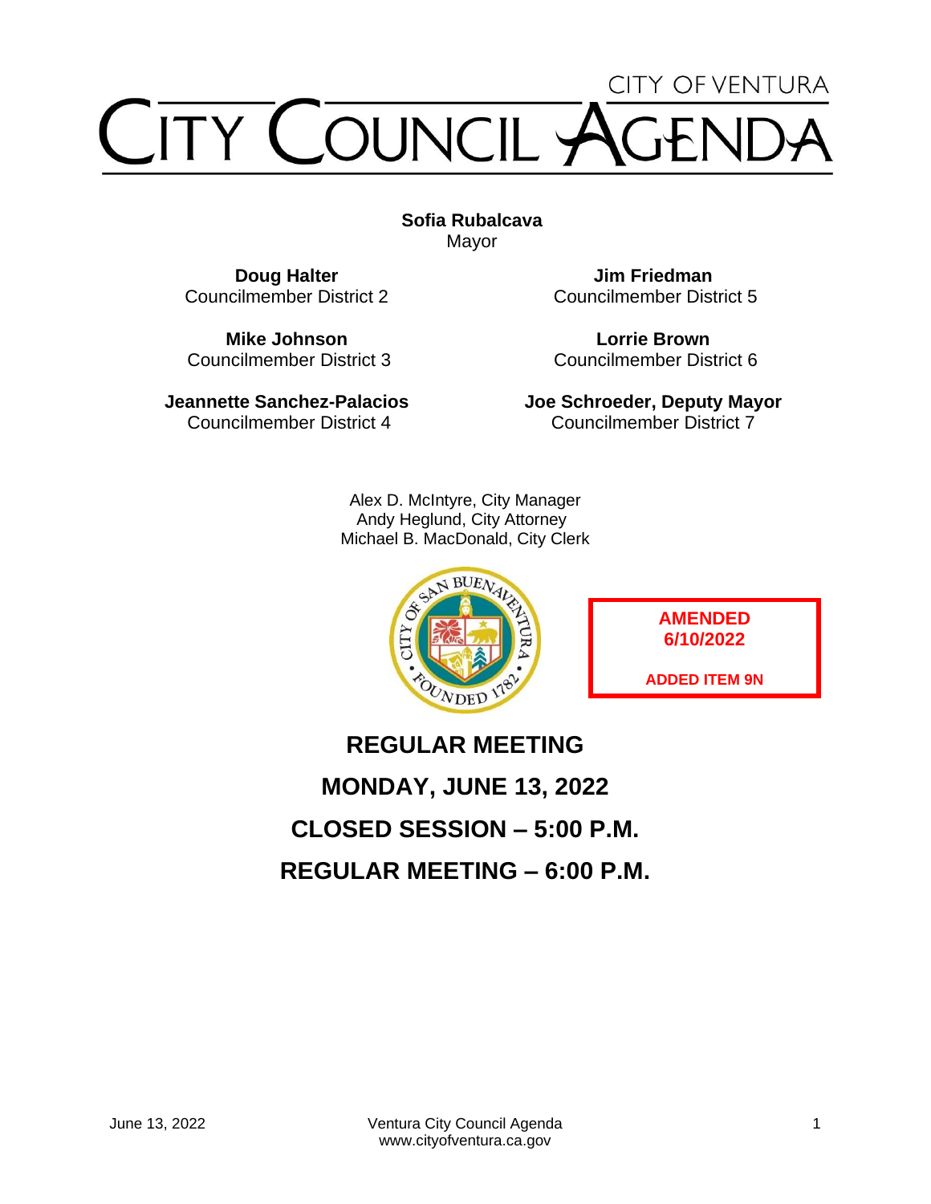CITY OF VENTURA

# CITY COUNCIL AGENDA

**Sofia Rubalcava**
Mayor

**Doug Halter**
Councilmember District 2

**Jim Friedman**
Councilmember District 5

**Mike Johnson**
Councilmember District 3

**Lorrie Brown**
Councilmember District 6

**Jeannette Sanchez-Palacios**
Councilmember District 4

**Joe Schroeder, Deputy Mayor**
Councilmember District 7

Alex D. McIntyre, City Manager
Andy Heglund, City Attorney
Michael B. MacDonald, City Clerk

**AMENDED 6/10/2022**

**ADDED ITEM 9N**

## REGULAR MEETING

## MONDAY, JUNE 13, 2022

## CLOSED SESSION – 5:00 P.M.

## REGULAR MEETING – 6:00 P.M.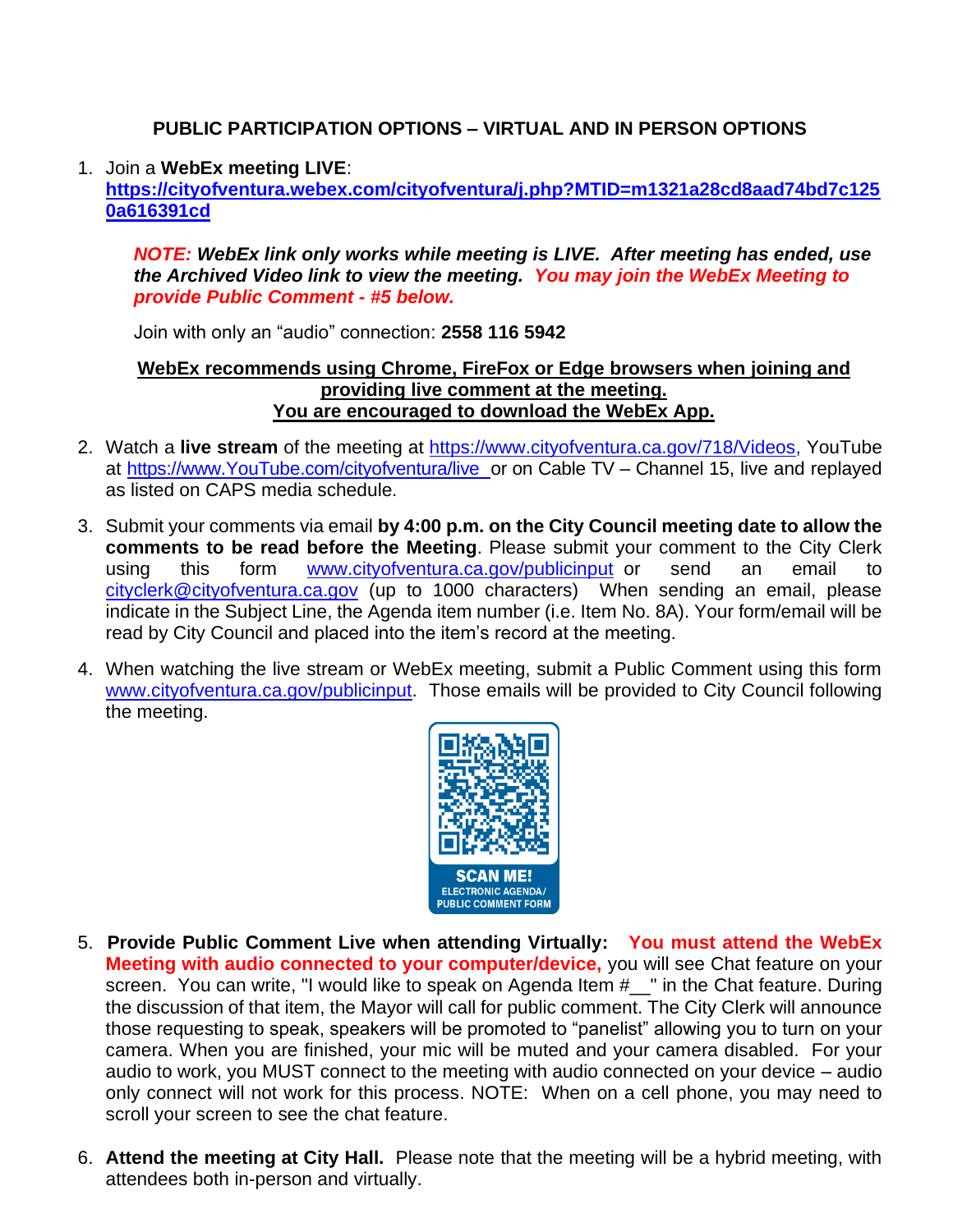## PUBLIC PARTICIPATION OPTIONS – VIRTUAL AND IN PERSON OPTIONS

1. Join a **WebEx meeting LIVE**:
   **https://cityofventura.webex.com/cityofventura/j.php?MTID=m1321a28cd8aad74bd7c1250a616391cd**

   ***NOTE: WebEx link only works while meeting is LIVE. After meeting has ended, use the Archived Video link to view the meeting. You may join the WebEx Meeting to provide Public Comment - #5 below.***

   Join with only an "audio" connection: **2558 116 5942**

   **WebEx recommends using Chrome, FireFox or Edge browsers when joining and providing live comment at the meeting.**
   **You are encouraged to download the WebEx App.**

2. Watch a **live stream** of the meeting at https://www.cityofventura.ca.gov/718/Videos, YouTube at https://www.YouTube.com/cityofventura/live or on Cable TV – Channel 15, live and replayed as listed on CAPS media schedule.

3. Submit your comments via email **by 4:00 p.m. on the City Council meeting date to allow the comments to be read before the Meeting**. Please submit your comment to the City Clerk using this form www.cityofventura.ca.gov/publicinput or send an email to cityclerk@cityofventura.ca.gov (up to 1000 characters) When sending an email, please indicate in the Subject Line, the Agenda item number (i.e. Item No. 8A). Your form/email will be read by City Council and placed into the item's record at the meeting.

4. When watching the live stream or WebEx meeting, submit a Public Comment using this form www.cityofventura.ca.gov/publicinput. Those emails will be provided to City Council following the meeting.

   **SCAN ME!**
   ELECTRONIC AGENDA/
   PUBLIC COMMENT FORM

5. **Provide Public Comment Live when attending Virtually: You must attend the WebEx Meeting with audio connected to your computer/device,** you will see Chat feature on your screen. You can write, "I would like to speak on Agenda Item #__" in the Chat feature. During the discussion of that item, the Mayor will call for public comment. The City Clerk will announce those requesting to speak, speakers will be promoted to "panelist" allowing you to turn on your camera. When you are finished, your mic will be muted and your camera disabled. For your audio to work, you MUST connect to the meeting with audio connected on your device – audio only connect will not work for this process. NOTE: When on a cell phone, you may need to scroll your screen to see the chat feature.

6. **Attend the meeting at City Hall.** Please note that the meeting will be a hybrid meeting, with attendees both in-person and virtually.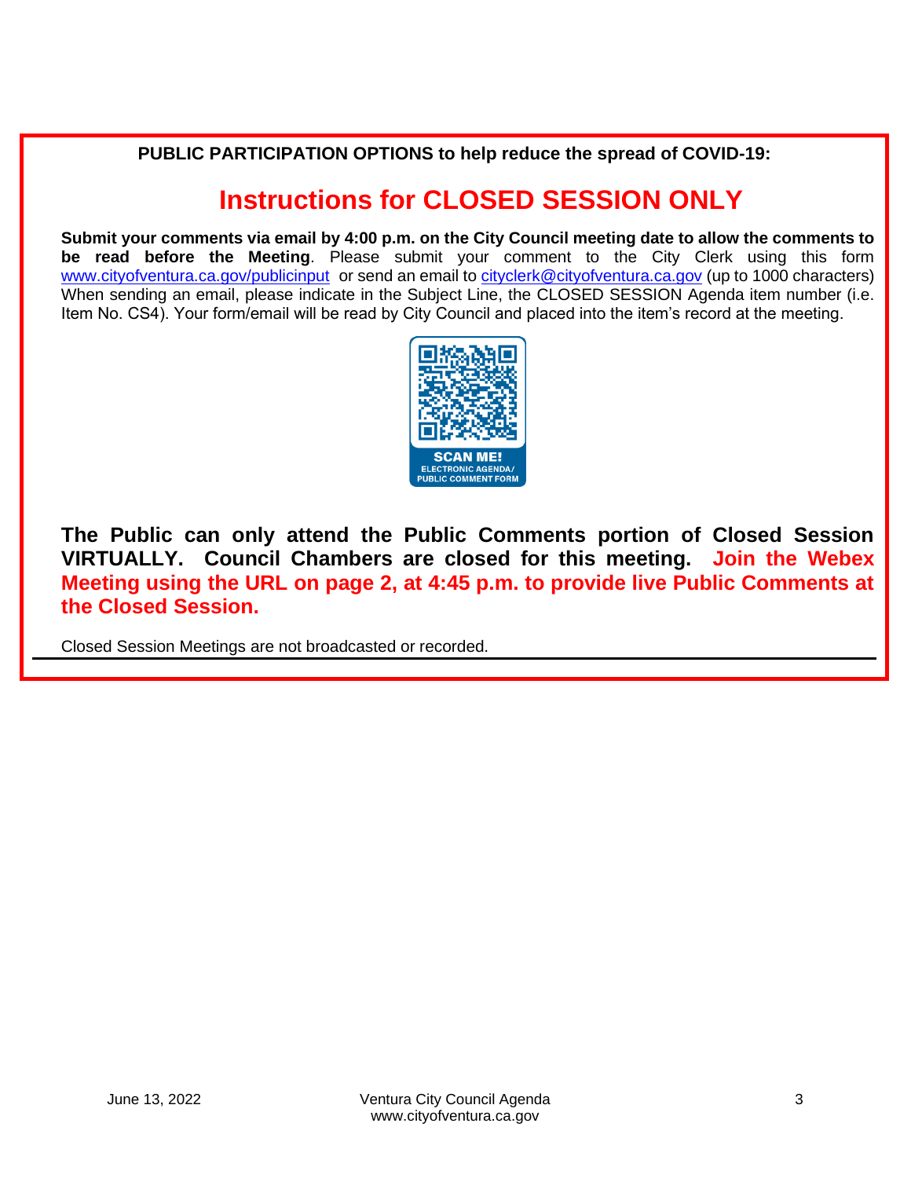**PUBLIC PARTICIPATION OPTIONS to help reduce the spread of COVID-19:**

## Instructions for CLOSED SESSION ONLY

**Submit your comments via email by 4:00 p.m. on the City Council meeting date to allow the comments to be read before the Meeting**. Please submit your comment to the City Clerk using this form www.cityofventura.ca.gov/publicinput or send an email to cityclerk@cityofventura.ca.gov (up to 1000 characters) When sending an email, please indicate in the Subject Line, the CLOSED SESSION Agenda item number (i.e. Item No. CS4). Your form/email will be read by City Council and placed into the item's record at the meeting.

SCAN ME!
ELECTRONIC AGENDA/
PUBLIC COMMENT FORM

**The Public can only attend the Public Comments portion of Closed Session VIRTUALLY. Council Chambers are closed for this meeting. Join the Webex Meeting using the URL on page 2, at 4:45 p.m. to provide live Public Comments at the Closed Session.**

Closed Session Meetings are not broadcasted or recorded.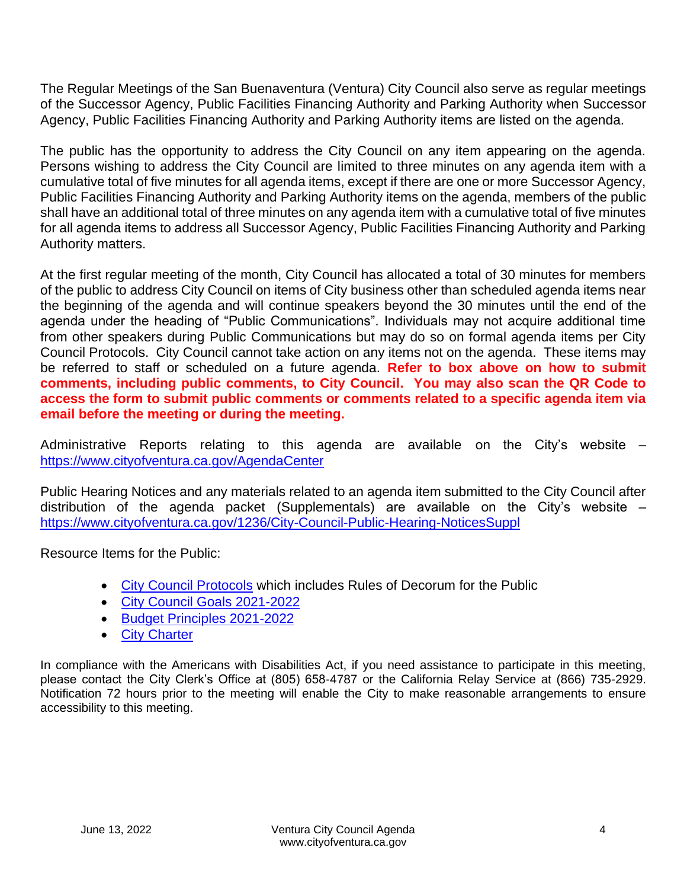The Regular Meetings of the San Buenaventura (Ventura) City Council also serve as regular meetings of the Successor Agency, Public Facilities Financing Authority and Parking Authority when Successor Agency, Public Facilities Financing Authority and Parking Authority items are listed on the agenda.

The public has the opportunity to address the City Council on any item appearing on the agenda. Persons wishing to address the City Council are limited to three minutes on any agenda item with a cumulative total of five minutes for all agenda items, except if there are one or more Successor Agency, Public Facilities Financing Authority and Parking Authority items on the agenda, members of the public shall have an additional total of three minutes on any agenda item with a cumulative total of five minutes for all agenda items to address all Successor Agency, Public Facilities Financing Authority and Parking Authority matters.

At the first regular meeting of the month, City Council has allocated a total of 30 minutes for members of the public to address City Council on items of City business other than scheduled agenda items near the beginning of the agenda and will continue speakers beyond the 30 minutes until the end of the agenda under the heading of "Public Communications". Individuals may not acquire additional time from other speakers during Public Communications but may do so on formal agenda items per City Council Protocols. City Council cannot take action on any items not on the agenda. These items may be referred to staff or scheduled on a future agenda. **Refer to box above on how to submit comments, including public comments, to City Council. You may also scan the QR Code to access the form to submit public comments or comments related to a specific agenda item via email before the meeting or during the meeting.**

Administrative Reports relating to this agenda are available on the City's website – https://www.cityofventura.ca.gov/AgendaCenter

Public Hearing Notices and any materials related to an agenda item submitted to the City Council after distribution of the agenda packet (Supplementals) are available on the City's website – https://www.cityofventura.ca.gov/1236/City-Council-Public-Hearing-NoticesSuppl

Resource Items for the Public:

- City Council Protocols which includes Rules of Decorum for the Public
- City Council Goals 2021-2022
- Budget Principles 2021-2022
- City Charter

In compliance with the Americans with Disabilities Act, if you need assistance to participate in this meeting, please contact the City Clerk's Office at (805) 658-4787 or the California Relay Service at (866) 735-2929. Notification 72 hours prior to the meeting will enable the City to make reasonable arrangements to ensure accessibility to this meeting.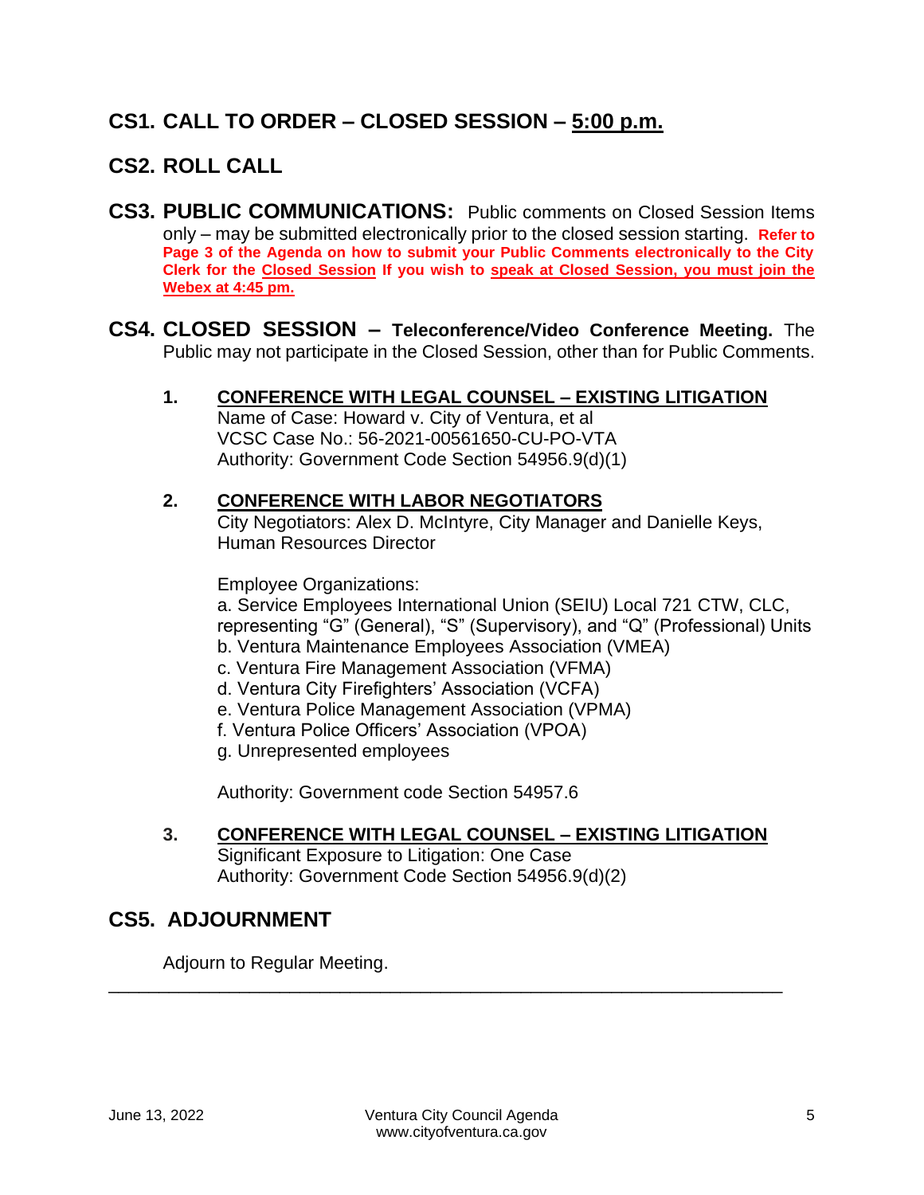## CS1. CALL TO ORDER – CLOSED SESSION – 5:00 p.m.

## CS2. ROLL CALL

## CS3. PUBLIC COMMUNICATIONS:

Public comments on Closed Session Items only – may be submitted electronically prior to the closed session starting. **Refer to Page 3 of the Agenda on how to submit your Public Comments electronically to the City Clerk for the Closed Session If you wish to speak at Closed Session, you must join the Webex at 4:45 pm.**

## CS4. CLOSED SESSION – Teleconference/Video Conference Meeting.

The Public may not participate in the Closed Session, other than for Public Comments.

**1. CONFERENCE WITH LEGAL COUNSEL – EXISTING LITIGATION**

Name of Case: Howard v. City of Ventura, et al
VCSC Case No.: 56-2021-00561650-CU-PO-VTA
Authority: Government Code Section 54956.9(d)(1)

**2. CONFERENCE WITH LABOR NEGOTIATORS**

City Negotiators: Alex D. McIntyre, City Manager and Danielle Keys, Human Resources Director

Employee Organizations:

a. Service Employees International Union (SEIU) Local 721 CTW, CLC, representing "G" (General), "S" (Supervisory), and "Q" (Professional) Units
b. Ventura Maintenance Employees Association (VMEA)
c. Ventura Fire Management Association (VFMA)
d. Ventura City Firefighters' Association (VCFA)
e. Ventura Police Management Association (VPMA)
f. Ventura Police Officers' Association (VPOA)
g. Unrepresented employees

Authority: Government code Section 54957.6

**3. CONFERENCE WITH LEGAL COUNSEL – EXISTING LITIGATION**

Significant Exposure to Litigation: One Case
Authority: Government Code Section 54956.9(d)(2)

## CS5. ADJOURNMENT

Adjourn to Regular Meeting.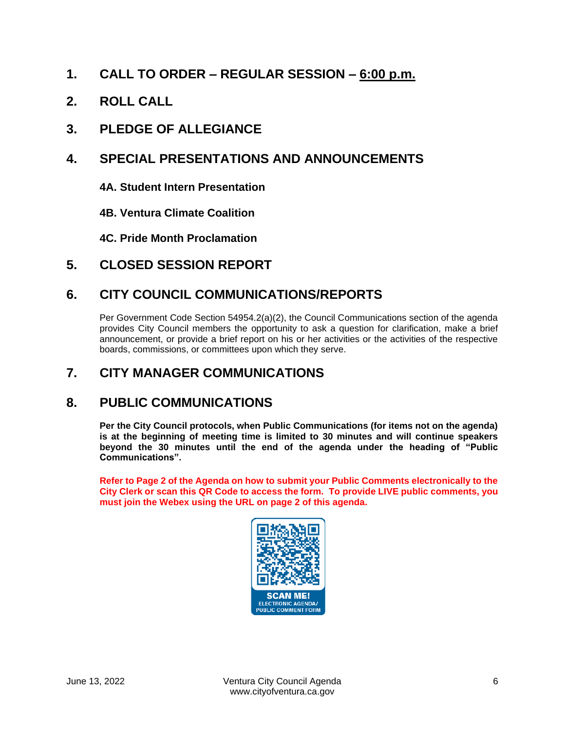## 1. CALL TO ORDER – REGULAR SESSION – 6:00 p.m.

## 2. ROLL CALL

## 3. PLEDGE OF ALLEGIANCE

## 4. SPECIAL PRESENTATIONS AND ANNOUNCEMENTS

### 4A. Student Intern Presentation

### 4B. Ventura Climate Coalition

### 4C. Pride Month Proclamation

## 5. CLOSED SESSION REPORT

## 6. CITY COUNCIL COMMUNICATIONS/REPORTS

Per Government Code Section 54954.2(a)(2), the Council Communications section of the agenda provides City Council members the opportunity to ask a question for clarification, make a brief announcement, or provide a brief report on his or her activities or the activities of the respective boards, commissions, or committees upon which they serve.

## 7. CITY MANAGER COMMUNICATIONS

## 8. PUBLIC COMMUNICATIONS

**Per the City Council protocols, when Public Communications (for items not on the agenda) is at the beginning of meeting time is limited to 30 minutes and will continue speakers beyond the 30 minutes until the end of the agenda under the heading of "Public Communications".**

**Refer to Page 2 of the Agenda on how to submit your Public Comments electronically to the City Clerk or scan this QR Code to access the form. To provide LIVE public comments, you must join the Webex using the URL on page 2 of this agenda.**

SCAN ME!
ELECTRONIC AGENDA/
PUBLIC COMMENT FORM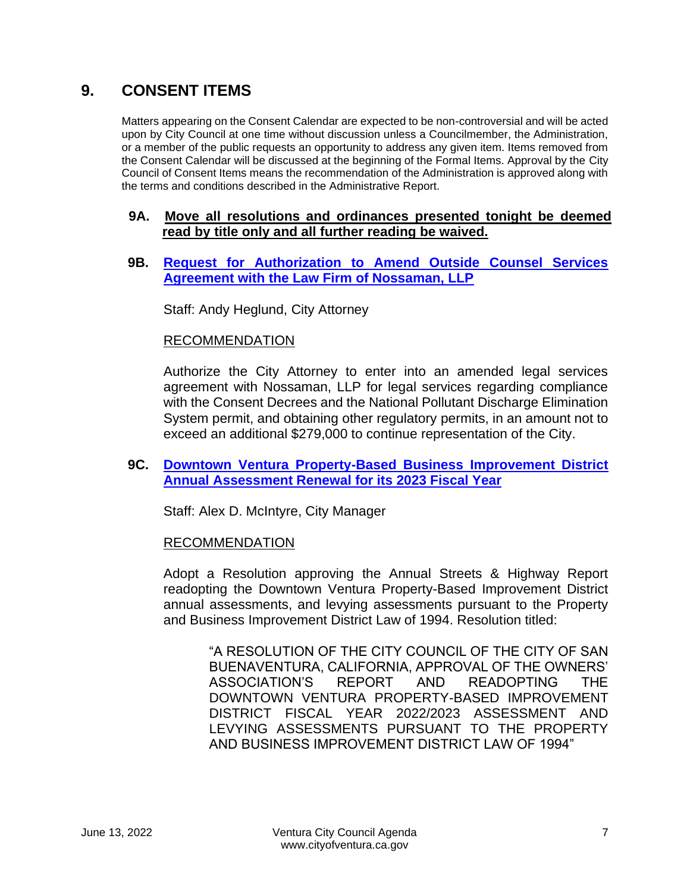# 9. CONSENT ITEMS

Matters appearing on the Consent Calendar are expected to be non-controversial and will be acted upon by City Council at one time without discussion unless a Councilmember, the Administration, or a member of the public requests an opportunity to address any given item. Items removed from the Consent Calendar will be discussed at the beginning of the Formal Items. Approval by the City Council of Consent Items means the recommendation of the Administration is approved along with the terms and conditions described in the Administrative Report.

**9A. Move all resolutions and ordinances presented tonight be deemed read by title only and all further reading be waived.**

**9B. Request for Authorization to Amend Outside Counsel Services Agreement with the Law Firm of Nossaman, LLP**

Staff: Andy Heglund, City Attorney

RECOMMENDATION

Authorize the City Attorney to enter into an amended legal services agreement with Nossaman, LLP for legal services regarding compliance with the Consent Decrees and the National Pollutant Discharge Elimination System permit, and obtaining other regulatory permits, in an amount not to exceed an additional $279,000 to continue representation of the City.

**9C. Downtown Ventura Property-Based Business Improvement District Annual Assessment Renewal for its 2023 Fiscal Year**

Staff: Alex D. McIntyre, City Manager

RECOMMENDATION

Adopt a Resolution approving the Annual Streets & Highway Report readopting the Downtown Ventura Property-Based Improvement District annual assessments, and levying assessments pursuant to the Property and Business Improvement District Law of 1994. Resolution titled:

> "A RESOLUTION OF THE CITY COUNCIL OF THE CITY OF SAN BUENAVENTURA, CALIFORNIA, APPROVAL OF THE OWNERS' ASSOCIATION'S REPORT AND READOPTING THE DOWNTOWN VENTURA PROPERTY-BASED IMPROVEMENT DISTRICT FISCAL YEAR 2022/2023 ASSESSMENT AND LEVYING ASSESSMENTS PURSUANT TO THE PROPERTY AND BUSINESS IMPROVEMENT DISTRICT LAW OF 1994"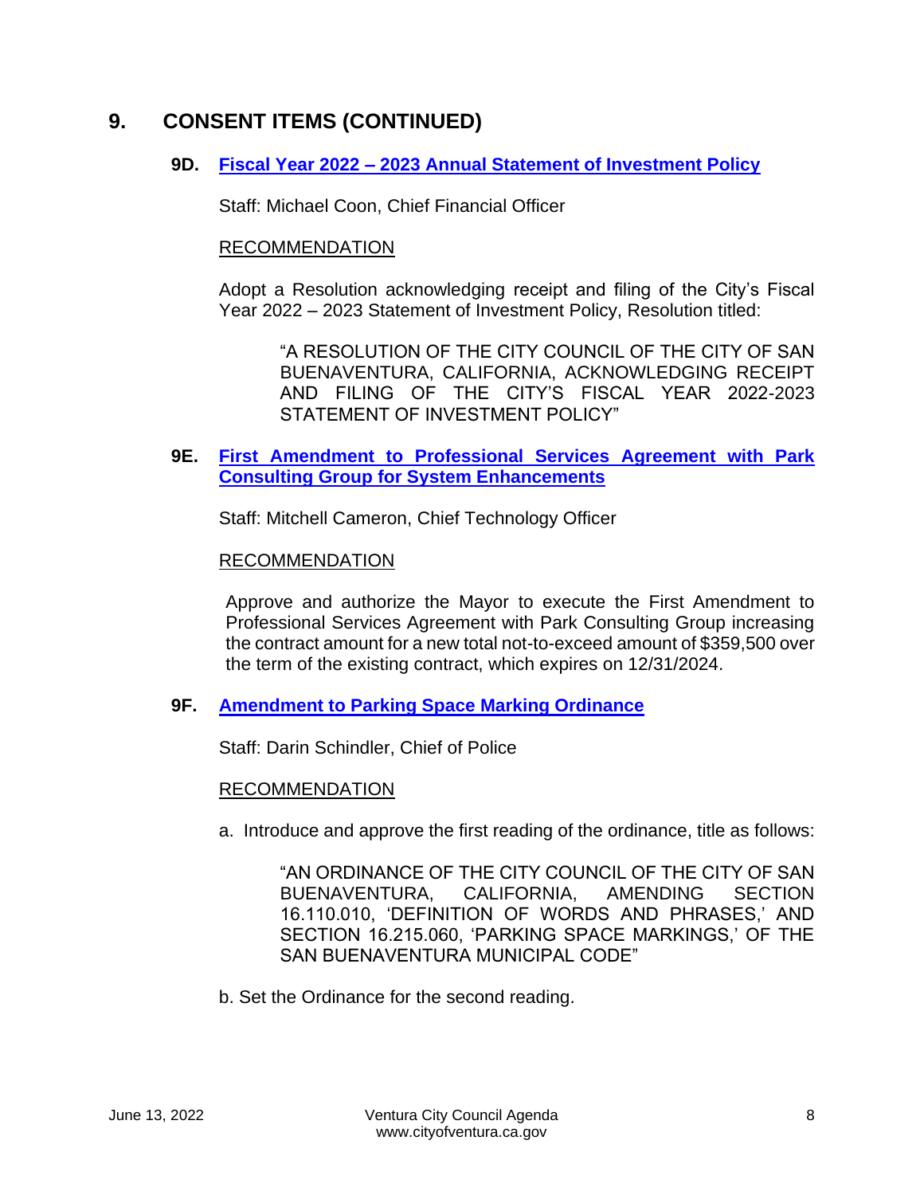## 9. CONSENT ITEMS (CONTINUED)

### 9D. Fiscal Year 2022 – 2023 Annual Statement of Investment Policy

Staff: Michael Coon, Chief Financial Officer

RECOMMENDATION

Adopt a Resolution acknowledging receipt and filing of the City's Fiscal Year 2022 – 2023 Statement of Investment Policy, Resolution titled:

> "A RESOLUTION OF THE CITY COUNCIL OF THE CITY OF SAN BUENAVENTURA, CALIFORNIA, ACKNOWLEDGING RECEIPT AND FILING OF THE CITY'S FISCAL YEAR 2022-2023 STATEMENT OF INVESTMENT POLICY"

### 9E. First Amendment to Professional Services Agreement with Park Consulting Group for System Enhancements

Staff: Mitchell Cameron, Chief Technology Officer

RECOMMENDATION

Approve and authorize the Mayor to execute the First Amendment to Professional Services Agreement with Park Consulting Group increasing the contract amount for a new total not-to-exceed amount of $359,500 over the term of the existing contract, which expires on 12/31/2024.

### 9F. Amendment to Parking Space Marking Ordinance

Staff: Darin Schindler, Chief of Police

RECOMMENDATION

a. Introduce and approve the first reading of the ordinance, title as follows:

> "AN ORDINANCE OF THE CITY COUNCIL OF THE CITY OF SAN BUENAVENTURA, CALIFORNIA, AMENDING SECTION 16.110.010, 'DEFINITION OF WORDS AND PHRASES,' AND SECTION 16.215.060, 'PARKING SPACE MARKINGS,' OF THE SAN BUENAVENTURA MUNICIPAL CODE"

b. Set the Ordinance for the second reading.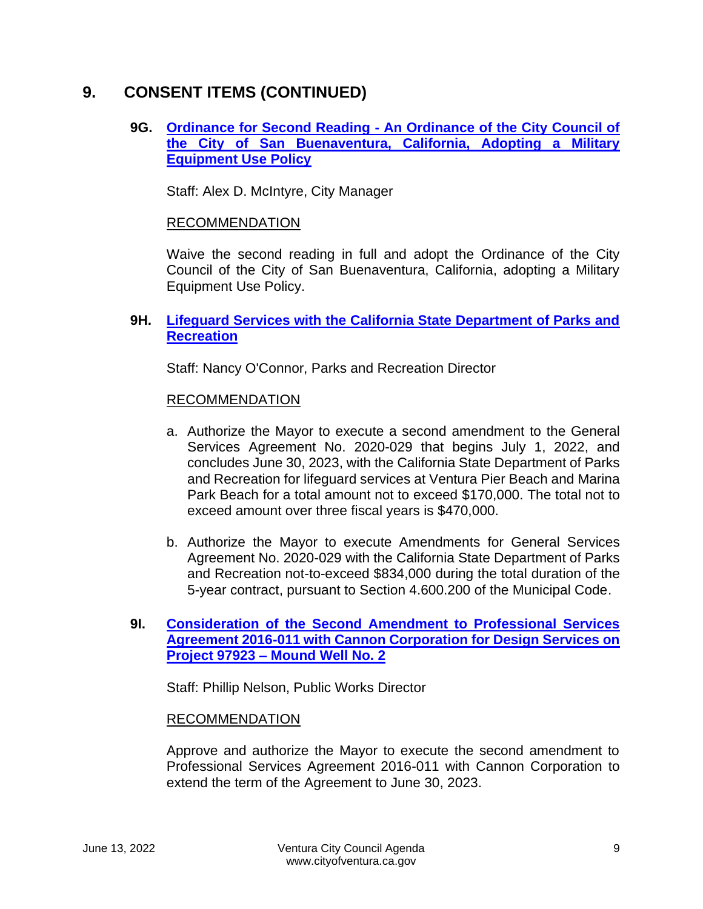## 9. CONSENT ITEMS (CONTINUED)

### 9G. Ordinance for Second Reading - An Ordinance of the City Council of the City of San Buenaventura, California, Adopting a Military Equipment Use Policy

Staff: Alex D. McIntyre, City Manager

RECOMMENDATION

Waive the second reading in full and adopt the Ordinance of the City Council of the City of San Buenaventura, California, adopting a Military Equipment Use Policy.

### 9H. Lifeguard Services with the California State Department of Parks and Recreation

Staff: Nancy O'Connor, Parks and Recreation Director

RECOMMENDATION

a. Authorize the Mayor to execute a second amendment to the General Services Agreement No. 2020-029 that begins July 1, 2022, and concludes June 30, 2023, with the California State Department of Parks and Recreation for lifeguard services at Ventura Pier Beach and Marina Park Beach for a total amount not to exceed $170,000. The total not to exceed amount over three fiscal years is $470,000.

b. Authorize the Mayor to execute Amendments for General Services Agreement No. 2020-029 with the California State Department of Parks and Recreation not-to-exceed $834,000 during the total duration of the 5-year contract, pursuant to Section 4.600.200 of the Municipal Code.

### 9I. Consideration of the Second Amendment to Professional Services Agreement 2016-011 with Cannon Corporation for Design Services on Project 97923 – Mound Well No. 2

Staff: Phillip Nelson, Public Works Director

RECOMMENDATION

Approve and authorize the Mayor to execute the second amendment to Professional Services Agreement 2016-011 with Cannon Corporation to extend the term of the Agreement to June 30, 2023.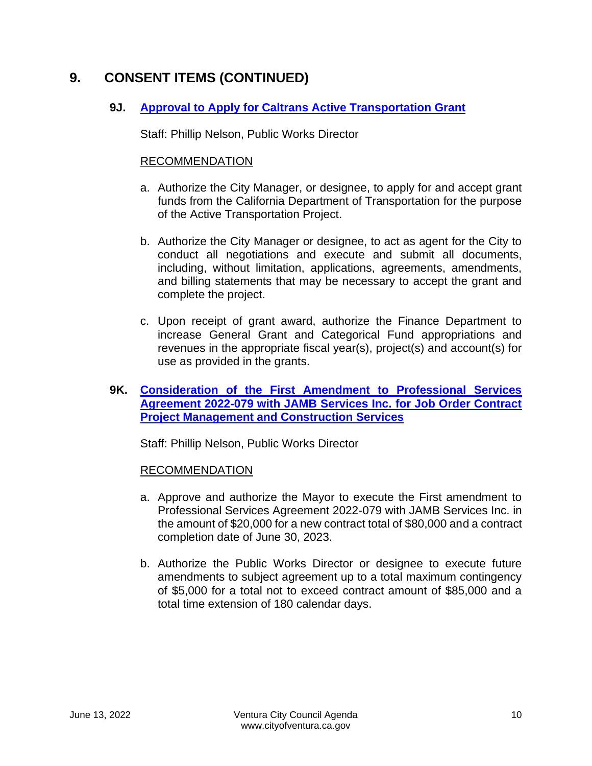# 9. CONSENT ITEMS (CONTINUED)

### 9J. [Approval to Apply for Caltrans Active Transportation Grant]

Staff: Phillip Nelson, Public Works Director

RECOMMENDATION

a. Authorize the City Manager, or designee, to apply for and accept grant funds from the California Department of Transportation for the purpose of the Active Transportation Project.

b. Authorize the City Manager or designee, to act as agent for the City to conduct all negotiations and execute and submit all documents, including, without limitation, applications, agreements, amendments, and billing statements that may be necessary to accept the grant and complete the project.

c. Upon receipt of grant award, authorize the Finance Department to increase General Grant and Categorical Fund appropriations and revenues in the appropriate fiscal year(s), project(s) and account(s) for use as provided in the grants.

### 9K. [Consideration of the First Amendment to Professional Services Agreement 2022-079 with JAMB Services Inc. for Job Order Contract Project Management and Construction Services]

Staff: Phillip Nelson, Public Works Director

RECOMMENDATION

a. Approve and authorize the Mayor to execute the First amendment to Professional Services Agreement 2022-079 with JAMB Services Inc. in the amount of $20,000 for a new contract total of $80,000 and a contract completion date of June 30, 2023.

b. Authorize the Public Works Director or designee to execute future amendments to subject agreement up to a total maximum contingency of $5,000 for a total not to exceed contract amount of $85,000 and a total time extension of 180 calendar days.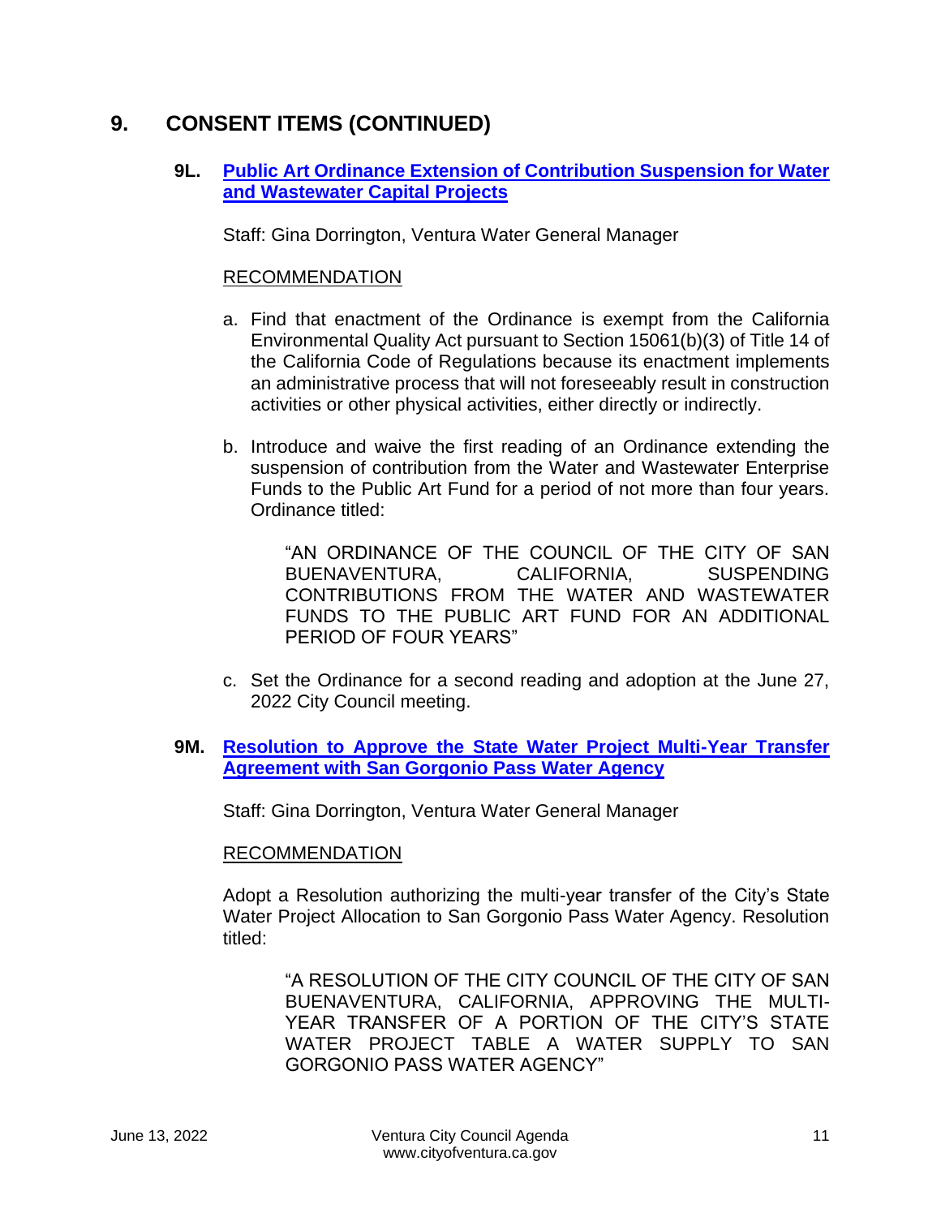## 9. CONSENT ITEMS (CONTINUED)

### 9L. [Public Art Ordinance Extension of Contribution Suspension for Water and Wastewater Capital Projects]

Staff: Gina Dorrington, Ventura Water General Manager

RECOMMENDATION

a. Find that enactment of the Ordinance is exempt from the California Environmental Quality Act pursuant to Section 15061(b)(3) of Title 14 of the California Code of Regulations because its enactment implements an administrative process that will not foreseeably result in construction activities or other physical activities, either directly or indirectly.

b. Introduce and waive the first reading of an Ordinance extending the suspension of contribution from the Water and Wastewater Enterprise Funds to the Public Art Fund for a period of not more than four years. Ordinance titled:

> "AN ORDINANCE OF THE COUNCIL OF THE CITY OF SAN BUENAVENTURA, CALIFORNIA, SUSPENDING CONTRIBUTIONS FROM THE WATER AND WASTEWATER FUNDS TO THE PUBLIC ART FUND FOR AN ADDITIONAL PERIOD OF FOUR YEARS"

c. Set the Ordinance for a second reading and adoption at the June 27, 2022 City Council meeting.

### 9M. [Resolution to Approve the State Water Project Multi-Year Transfer Agreement with San Gorgonio Pass Water Agency]

Staff: Gina Dorrington, Ventura Water General Manager

RECOMMENDATION

Adopt a Resolution authorizing the multi-year transfer of the City's State Water Project Allocation to San Gorgonio Pass Water Agency. Resolution titled:

> "A RESOLUTION OF THE CITY COUNCIL OF THE CITY OF SAN BUENAVENTURA, CALIFORNIA, APPROVING THE MULTI-YEAR TRANSFER OF A PORTION OF THE CITY'S STATE WATER PROJECT TABLE A WATER SUPPLY TO SAN GORGONIO PASS WATER AGENCY"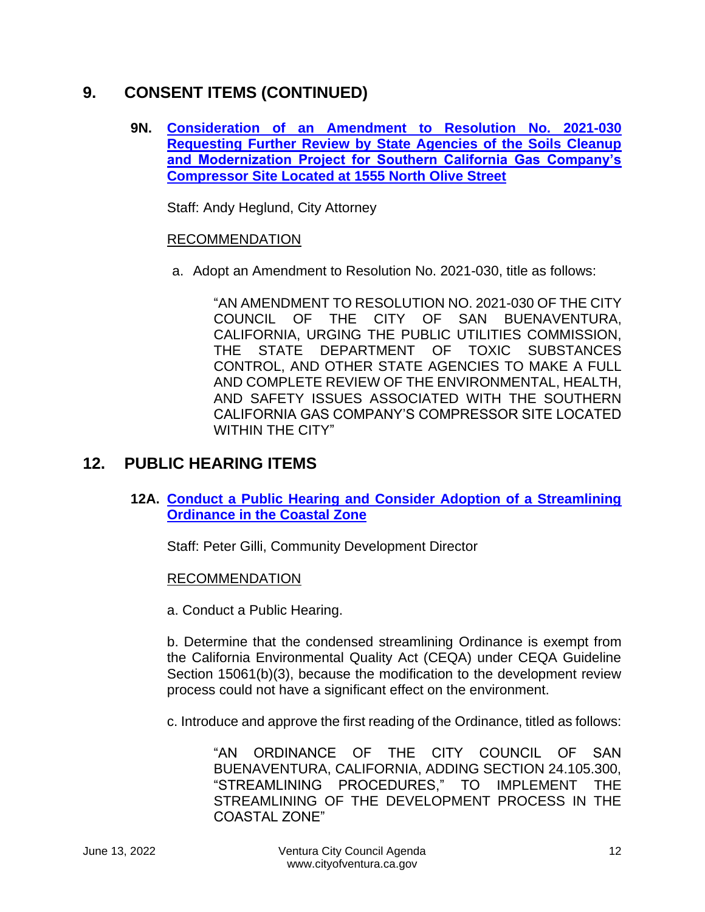## 9. CONSENT ITEMS (CONTINUED)

### 9N. Consideration of an Amendment to Resolution No. 2021-030 Requesting Further Review by State Agencies of the Soils Cleanup and Modernization Project for Southern California Gas Company's Compressor Site Located at 1555 North Olive Street

Staff: Andy Heglund, City Attorney

RECOMMENDATION

a. Adopt an Amendment to Resolution No. 2021-030, title as follows:

> "AN AMENDMENT TO RESOLUTION NO. 2021-030 OF THE CITY COUNCIL OF THE CITY OF SAN BUENAVENTURA, CALIFORNIA, URGING THE PUBLIC UTILITIES COMMISSION, THE STATE DEPARTMENT OF TOXIC SUBSTANCES CONTROL, AND OTHER STATE AGENCIES TO MAKE A FULL AND COMPLETE REVIEW OF THE ENVIRONMENTAL, HEALTH, AND SAFETY ISSUES ASSOCIATED WITH THE SOUTHERN CALIFORNIA GAS COMPANY'S COMPRESSOR SITE LOCATED WITHIN THE CITY"

## 12. PUBLIC HEARING ITEMS

### 12A. Conduct a Public Hearing and Consider Adoption of a Streamlining Ordinance in the Coastal Zone

Staff: Peter Gilli, Community Development Director

RECOMMENDATION

a. Conduct a Public Hearing.

b. Determine that the condensed streamlining Ordinance is exempt from the California Environmental Quality Act (CEQA) under CEQA Guideline Section 15061(b)(3), because the modification to the development review process could not have a significant effect on the environment.

c. Introduce and approve the first reading of the Ordinance, titled as follows:

> "AN ORDINANCE OF THE CITY COUNCIL OF SAN BUENAVENTURA, CALIFORNIA, ADDING SECTION 24.105.300, "STREAMLINING PROCEDURES," TO IMPLEMENT THE STREAMLINING OF THE DEVELOPMENT PROCESS IN THE COASTAL ZONE"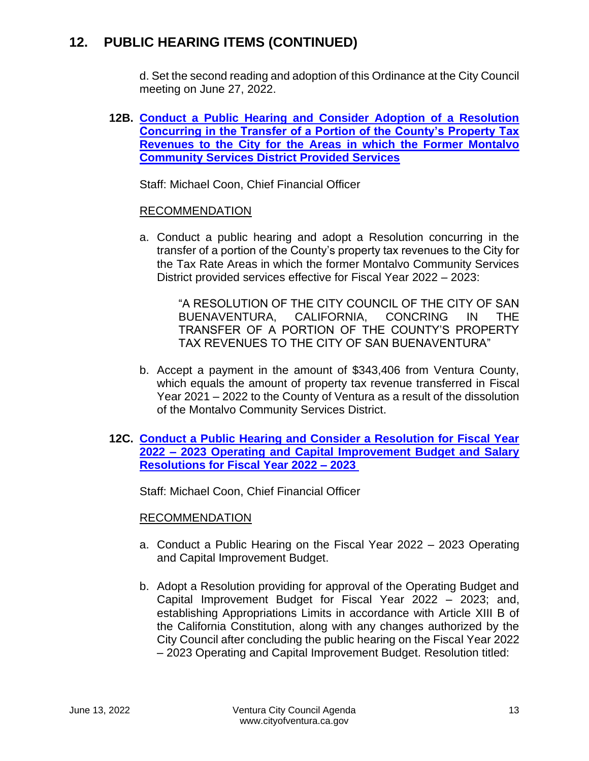## 12. PUBLIC HEARING ITEMS (CONTINUED)

d. Set the second reading and adoption of this Ordinance at the City Council meeting on June 27, 2022.

**12B. Conduct a Public Hearing and Consider Adoption of a Resolution Concurring in the Transfer of a Portion of the County's Property Tax Revenues to the City for the Areas in which the Former Montalvo Community Services District Provided Services**

Staff: Michael Coon, Chief Financial Officer

RECOMMENDATION

a. Conduct a public hearing and adopt a Resolution concurring in the transfer of a portion of the County's property tax revenues to the City for the Tax Rate Areas in which the former Montalvo Community Services District provided services effective for Fiscal Year 2022 – 2023:

   "A RESOLUTION OF THE CITY COUNCIL OF THE CITY OF SAN BUENAVENTURA, CALIFORNIA, CONCRING IN THE TRANSFER OF A PORTION OF THE COUNTY'S PROPERTY TAX REVENUES TO THE CITY OF SAN BUENAVENTURA"

b. Accept a payment in the amount of $343,406 from Ventura County, which equals the amount of property tax revenue transferred in Fiscal Year 2021 – 2022 to the County of Ventura as a result of the dissolution of the Montalvo Community Services District.

**12C. Conduct a Public Hearing and Consider a Resolution for Fiscal Year 2022 – 2023 Operating and Capital Improvement Budget and Salary Resolutions for Fiscal Year 2022 – 2023**

Staff: Michael Coon, Chief Financial Officer

RECOMMENDATION

a. Conduct a Public Hearing on the Fiscal Year 2022 – 2023 Operating and Capital Improvement Budget.

b. Adopt a Resolution providing for approval of the Operating Budget and Capital Improvement Budget for Fiscal Year 2022 – 2023; and, establishing Appropriations Limits in accordance with Article XIII B of the California Constitution, along with any changes authorized by the City Council after concluding the public hearing on the Fiscal Year 2022 – 2023 Operating and Capital Improvement Budget. Resolution titled: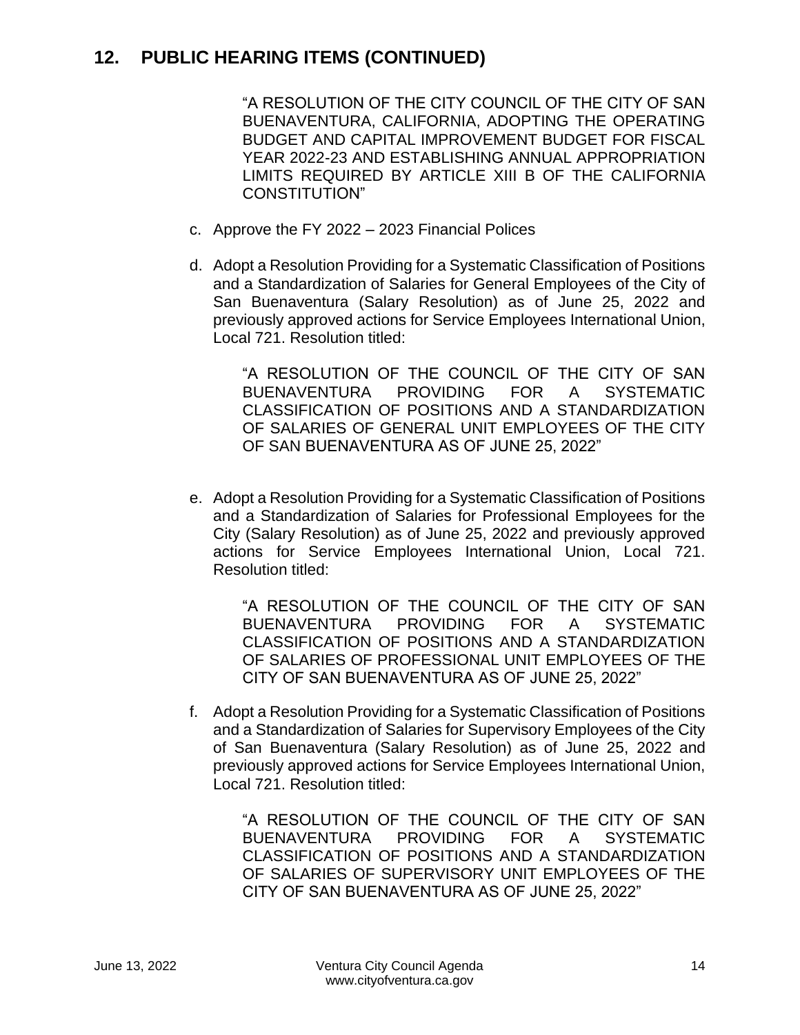## 12. PUBLIC HEARING ITEMS (CONTINUED)

"A RESOLUTION OF THE CITY COUNCIL OF THE CITY OF SAN BUENAVENTURA, CALIFORNIA, ADOPTING THE OPERATING BUDGET AND CAPITAL IMPROVEMENT BUDGET FOR FISCAL YEAR 2022-23 AND ESTABLISHING ANNUAL APPROPRIATION LIMITS REQUIRED BY ARTICLE XIII B OF THE CALIFORNIA CONSTITUTION"

c. Approve the FY 2022 – 2023 Financial Polices

d. Adopt a Resolution Providing for a Systematic Classification of Positions and a Standardization of Salaries for General Employees of the City of San Buenaventura (Salary Resolution) as of June 25, 2022 and previously approved actions for Service Employees International Union, Local 721. Resolution titled:

   "A RESOLUTION OF THE COUNCIL OF THE CITY OF SAN BUENAVENTURA PROVIDING FOR A SYSTEMATIC CLASSIFICATION OF POSITIONS AND A STANDARDIZATION OF SALARIES OF GENERAL UNIT EMPLOYEES OF THE CITY OF SAN BUENAVENTURA AS OF JUNE 25, 2022"

e. Adopt a Resolution Providing for a Systematic Classification of Positions and a Standardization of Salaries for Professional Employees for the City (Salary Resolution) as of June 25, 2022 and previously approved actions for Service Employees International Union, Local 721. Resolution titled:

   "A RESOLUTION OF THE COUNCIL OF THE CITY OF SAN BUENAVENTURA PROVIDING FOR A SYSTEMATIC CLASSIFICATION OF POSITIONS AND A STANDARDIZATION OF SALARIES OF PROFESSIONAL UNIT EMPLOYEES OF THE CITY OF SAN BUENAVENTURA AS OF JUNE 25, 2022"

f. Adopt a Resolution Providing for a Systematic Classification of Positions and a Standardization of Salaries for Supervisory Employees of the City of San Buenaventura (Salary Resolution) as of June 25, 2022 and previously approved actions for Service Employees International Union, Local 721. Resolution titled:

   "A RESOLUTION OF THE COUNCIL OF THE CITY OF SAN BUENAVENTURA PROVIDING FOR A SYSTEMATIC CLASSIFICATION OF POSITIONS AND A STANDARDIZATION OF SALARIES OF SUPERVISORY UNIT EMPLOYEES OF THE CITY OF SAN BUENAVENTURA AS OF JUNE 25, 2022"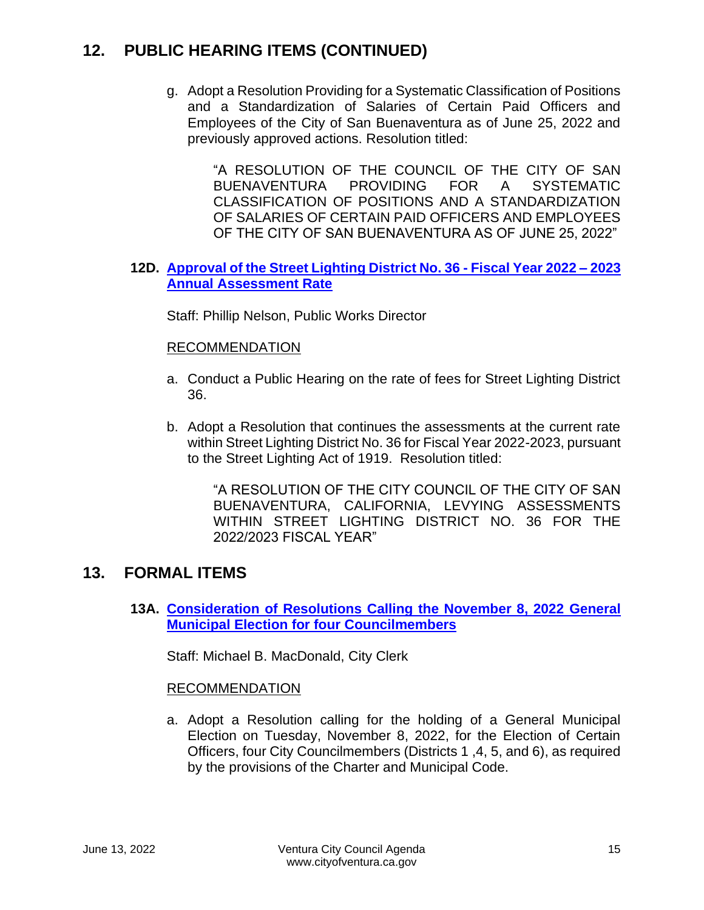## 12. PUBLIC HEARING ITEMS (CONTINUED)

g. Adopt a Resolution Providing for a Systematic Classification of Positions and a Standardization of Salaries of Certain Paid Officers and Employees of the City of San Buenaventura as of June 25, 2022 and previously approved actions. Resolution titled:

> "A RESOLUTION OF THE COUNCIL OF THE CITY OF SAN BUENAVENTURA PROVIDING FOR A SYSTEMATIC CLASSIFICATION OF POSITIONS AND A STANDARDIZATION OF SALARIES OF CERTAIN PAID OFFICERS AND EMPLOYEES OF THE CITY OF SAN BUENAVENTURA AS OF JUNE 25, 2022"

### 12D. Approval of the Street Lighting District No. 36 - Fiscal Year 2022 – 2023 Annual Assessment Rate

Staff: Phillip Nelson, Public Works Director

RECOMMENDATION

a. Conduct a Public Hearing on the rate of fees for Street Lighting District 36.

b. Adopt a Resolution that continues the assessments at the current rate within Street Lighting District No. 36 for Fiscal Year 2022-2023, pursuant to the Street Lighting Act of 1919. Resolution titled:

> "A RESOLUTION OF THE CITY COUNCIL OF THE CITY OF SAN BUENAVENTURA, CALIFORNIA, LEVYING ASSESSMENTS WITHIN STREET LIGHTING DISTRICT NO. 36 FOR THE 2022/2023 FISCAL YEAR"

## 13. FORMAL ITEMS

### 13A. Consideration of Resolutions Calling the November 8, 2022 General Municipal Election for four Councilmembers

Staff: Michael B. MacDonald, City Clerk

RECOMMENDATION

a. Adopt a Resolution calling for the holding of a General Municipal Election on Tuesday, November 8, 2022, for the Election of Certain Officers, four City Councilmembers (Districts 1 ,4, 5, and 6), as required by the provisions of the Charter and Municipal Code.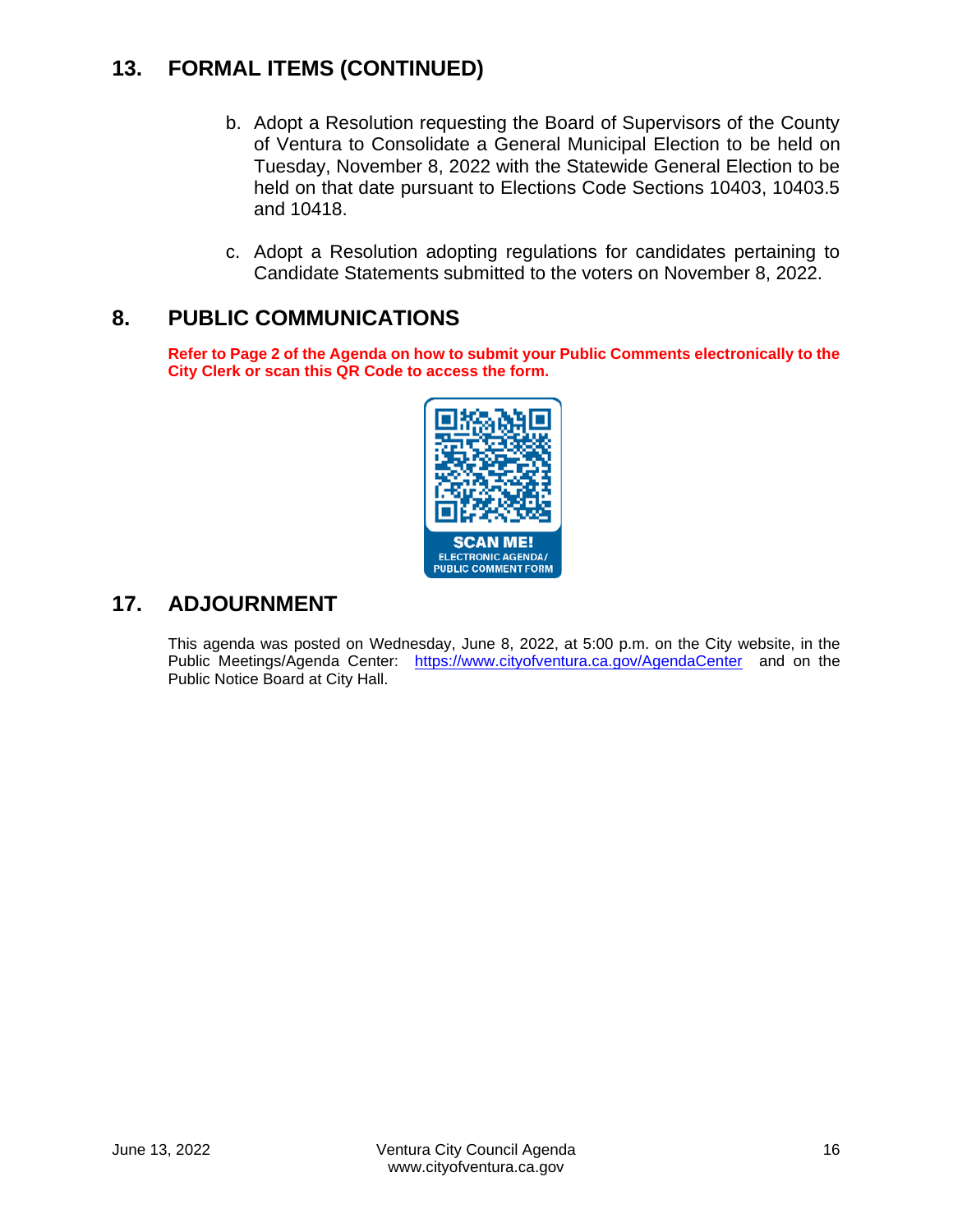## 13. FORMAL ITEMS (CONTINUED)

b. Adopt a Resolution requesting the Board of Supervisors of the County of Ventura to Consolidate a General Municipal Election to be held on Tuesday, November 8, 2022 with the Statewide General Election to be held on that date pursuant to Elections Code Sections 10403, 10403.5 and 10418.

c. Adopt a Resolution adopting regulations for candidates pertaining to Candidate Statements submitted to the voters on November 8, 2022.

## 8. PUBLIC COMMUNICATIONS

**Refer to Page 2 of the Agenda on how to submit your Public Comments electronically to the City Clerk or scan this QR Code to access the form.**

SCAN ME!
ELECTRONIC AGENDA/
PUBLIC COMMENT FORM

## 17. ADJOURNMENT

This agenda was posted on Wednesday, June 8, 2022, at 5:00 p.m. on the City website, in the Public Meetings/Agenda Center: https://www.cityofventura.ca.gov/AgendaCenter and on the Public Notice Board at City Hall.